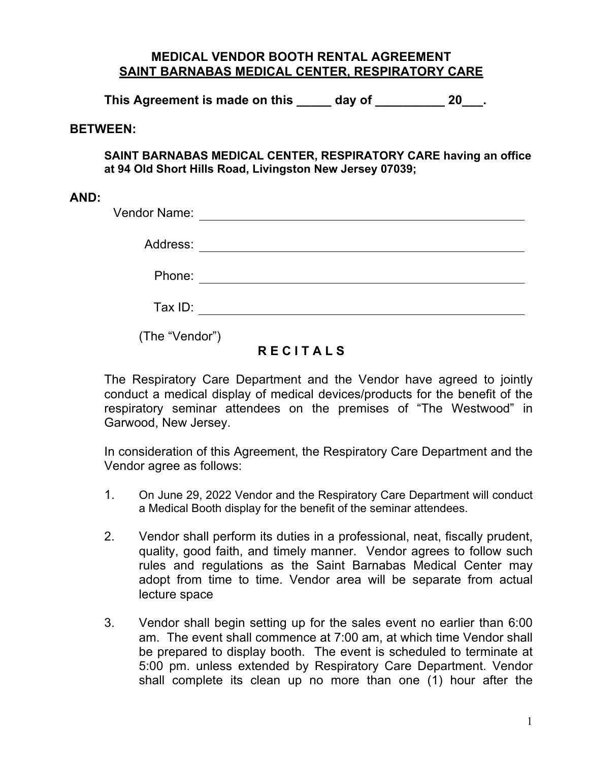# MEDICAL VENDOR BOOTH RENTAL AGREEMENT
## SAINT BARNABAS MEDICAL CENTER, RESPIRATORY CARE

**This Agreement is made on this _____ day of __________ 20___.**

**BETWEEN:**

**SAINT BARNABAS MEDICAL CENTER, RESPIRATORY CARE having an office at 94 Old Short Hills Road, Livingston New Jersey 07039;**

**AND:**

Vendor Name: ______________________________________________

Address: ______________________________________________

Phone: ______________________________________________

Tax ID: ______________________________________________

(The "Vendor")

**R E C I T A L S**

The Respiratory Care Department and the Vendor have agreed to jointly conduct a medical display of medical devices/products for the benefit of the respiratory seminar attendees on the premises of "The Westwood" in Garwood, New Jersey.

In consideration of this Agreement, the Respiratory Care Department and the Vendor agree as follows:

1. On June 29, 2022 Vendor and the Respiratory Care Department will conduct a Medical Booth display for the benefit of the seminar attendees.

2. Vendor shall perform its duties in a professional, neat, fiscally prudent, quality, good faith, and timely manner. Vendor agrees to follow such rules and regulations as the Saint Barnabas Medical Center may adopt from time to time. Vendor area will be separate from actual lecture space

3. Vendor shall begin setting up for the sales event no earlier than 6:00 am. The event shall commence at 7:00 am, at which time Vendor shall be prepared to display booth. The event is scheduled to terminate at 5:00 pm. unless extended by Respiratory Care Department. Vendor shall complete its clean up no more than one (1) hour after the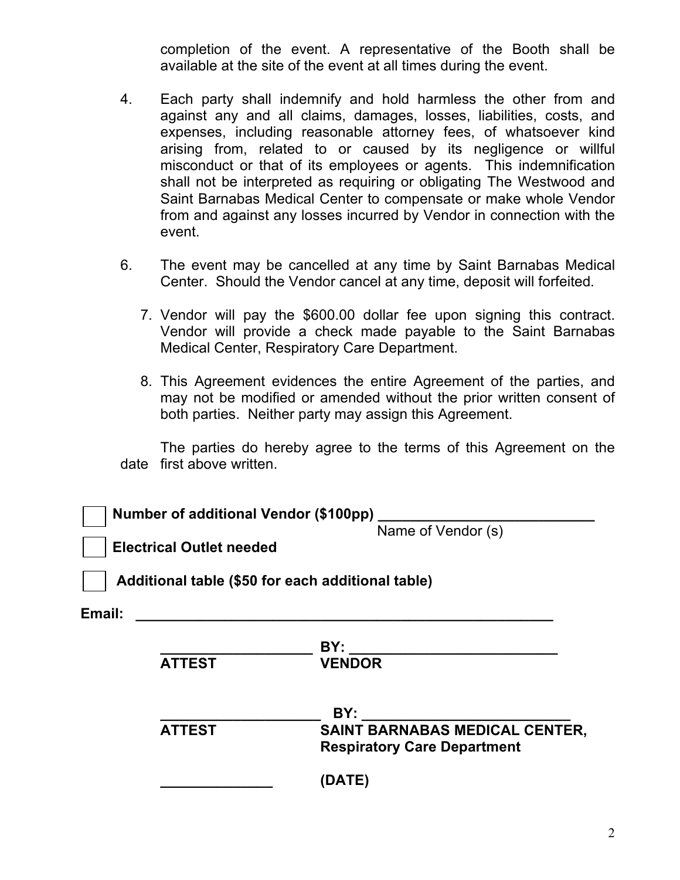completion of the event. A representative of the Booth shall be available at the site of the event at all times during the event.

4. Each party shall indemnify and hold harmless the other from and against any and all claims, damages, losses, liabilities, costs, and expenses, including reasonable attorney fees, of whatsoever kind arising from, related to or caused by its negligence or willful misconduct or that of its employees or agents. This indemnification shall not be interpreted as requiring or obligating The Westwood and Saint Barnabas Medical Center to compensate or make whole Vendor from and against any losses incurred by Vendor in connection with the event.

6. The event may be cancelled at any time by Saint Barnabas Medical Center. Should the Vendor cancel at any time, deposit will forfeited.

7. Vendor will pay the $600.00 dollar fee upon signing this contract. Vendor will provide a check made payable to the Saint Barnabas Medical Center, Respiratory Care Department.

8. This Agreement evidences the entire Agreement of the parties, and may not be modified or amended without the prior written consent of both parties. Neither party may assign this Agreement.

The parties do hereby agree to the terms of this Agreement on the date first above written.

☐ **Number of additional Vendor ($100pp)** ___________________________
Name of Vendor (s)

☐ **Electrical Outlet needed**

☐ **Additional table ($50 for each additional table)**

**Email:** ______________________________________________________

___________________ **BY:** ___________________________
**ATTEST** **VENDOR**

___________________ **BY:** ___________________________
**ATTEST** **SAINT BARNABAS MEDICAL CENTER, Respiratory Care Department**

______________ **(DATE)**